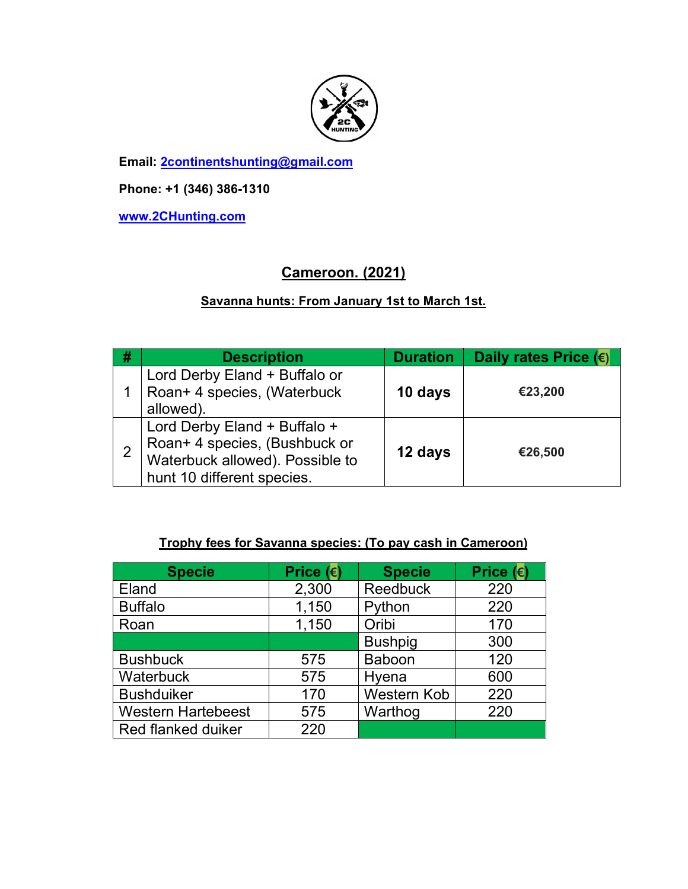**Email: 2continentshunting@gmail.com**

**Phone: +1 (346) 386-1310**

**www.2CHunting.com**

## Cameroon. (2021)

### Savanna hunts: From January 1st to March 1st.

| # | Description | Duration | Daily rates Price (€) |
|---|---|---|---|
| 1 | Lord Derby Eland + Buffalo or Roan+ 4 species, (Waterbuck allowed). | **10 days** | **€23,200** |
| 2 | Lord Derby Eland + Buffalo + Roan+ 4 species, (Bushbuck or Waterbuck allowed). Possible to hunt 10 different species. | **12 days** | **€26,500** |

### Trophy fees for Savanna species: (To pay cash in Cameroon)

| Specie | Price (€) | Specie | Price (€) |
|---|---|---|---|
| Eland | 2,300 | Reedbuck | 220 |
| Buffalo | 1,150 | Python | 220 |
| Roan | 1,150 | Oribi | 170 |
| | | Bushpig | 300 |
| Bushbuck | 575 | Baboon | 120 |
| Waterbuck | 575 | Hyena | 600 |
| Bushduiker | 170 | Western Kob | 220 |
| Western Hartebeest | 575 | Warthog | 220 |
| Red flanked duiker | 220 | | |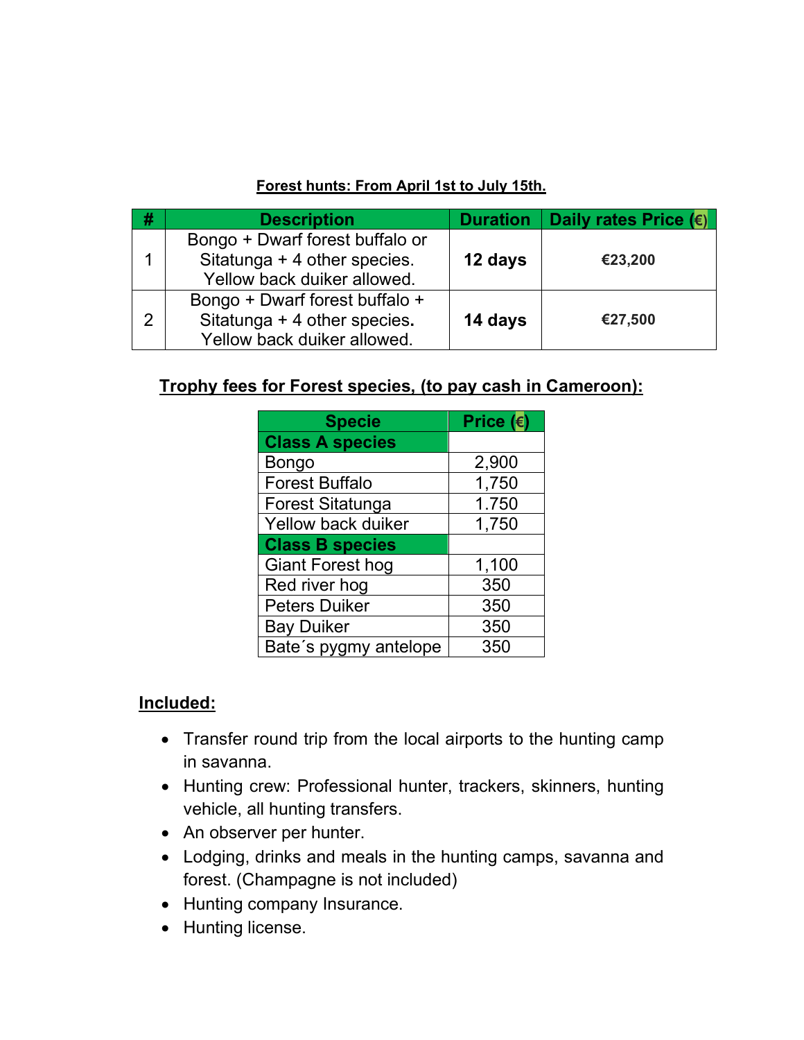**Forest hunts: From April 1st to July 15th.**

| # | Description | Duration | Daily rates Price (€) |
|---|---|---|---|
| 1 | Bongo + Dwarf forest buffalo or Sitatunga + 4 other species. Yellow back duiker allowed. | **12 days** | **€23,200** |
| 2 | Bongo + Dwarf forest buffalo + Sitatunga + 4 other species**.** Yellow back duiker allowed. | **14 days** | **€27,500** |

**Trophy fees for Forest species, (to pay cash in Cameroon):**

| Specie | Price (€) |
|---|---|
| **Class A species** | |
| Bongo | 2,900 |
| Forest Buffalo | 1,750 |
| Forest Sitatunga | 1.750 |
| Yellow back duiker | 1,750 |
| **Class B species** | |
| Giant Forest hog | 1,100 |
| Red river hog | 350 |
| Peters Duiker | 350 |
| Bay Duiker | 350 |
| Bate´s pygmy antelope | 350 |

**Included:**

- Transfer round trip from the local airports to the hunting camp in savanna.
- Hunting crew: Professional hunter, trackers, skinners, hunting vehicle, all hunting transfers.
- An observer per hunter.
- Lodging, drinks and meals in the hunting camps, savanna and forest. (Champagne is not included)
- Hunting company Insurance.
- Hunting license.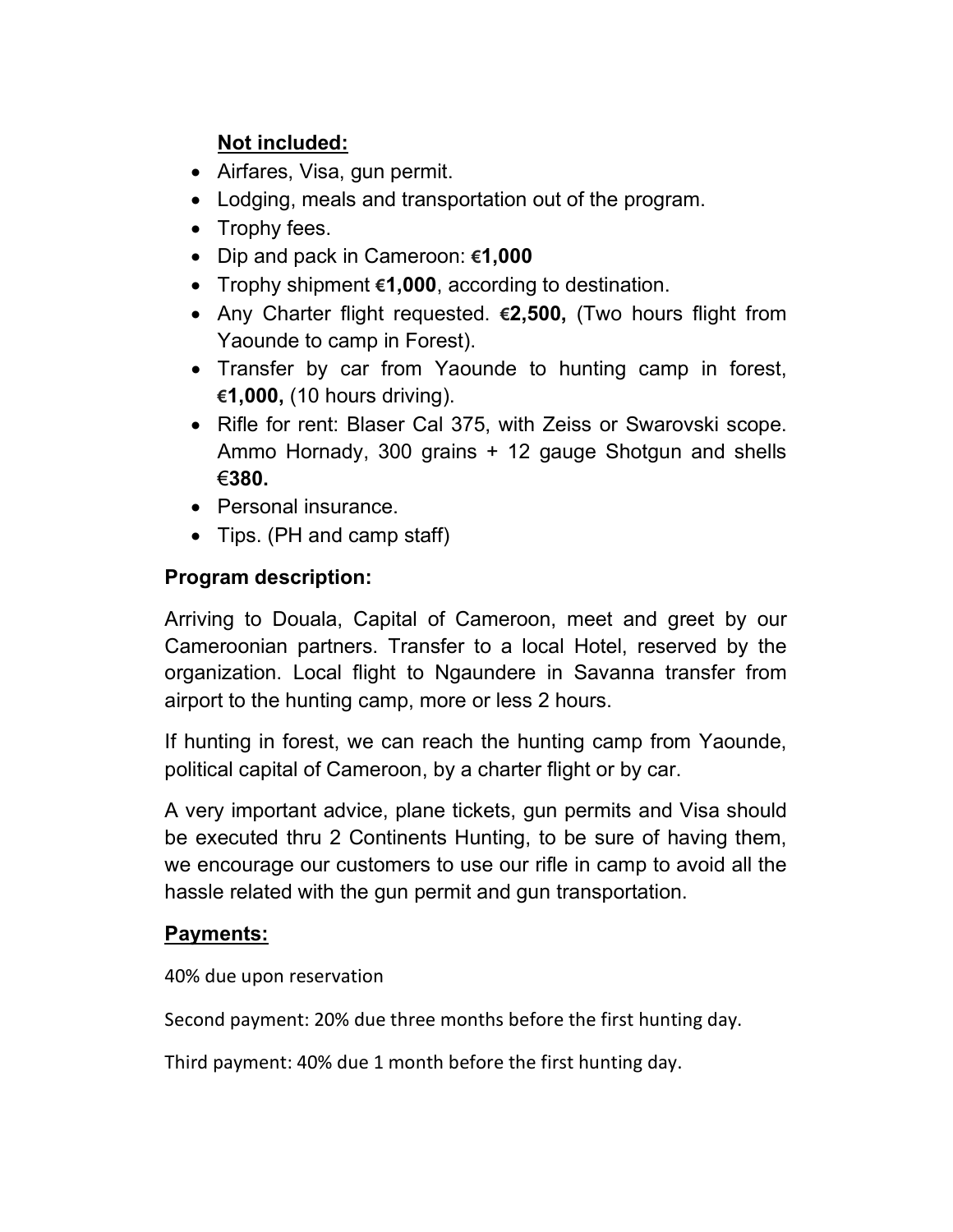**Not included:**

- Airfares, Visa, gun permit.
- Lodging, meals and transportation out of the program.
- Trophy fees.
- Dip and pack in Cameroon: **€1,000**
- Trophy shipment **€1,000**, according to destination.
- Any Charter flight requested. **€2,500,** (Two hours flight from Yaounde to camp in Forest).
- Transfer by car from Yaounde to hunting camp in forest, **€1,000,** (10 hours driving).
- Rifle for rent: Blaser Cal 375, with Zeiss or Swarovski scope. Ammo Hornady, 300 grains + 12 gauge Shotgun and shells **€380.**
- Personal insurance.
- Tips. (PH and camp staff)

**Program description:**

Arriving to Douala, Capital of Cameroon, meet and greet by our Cameroonian partners. Transfer to a local Hotel, reserved by the organization. Local flight to Ngaundere in Savanna transfer from airport to the hunting camp, more or less 2 hours.

If hunting in forest, we can reach the hunting camp from Yaounde, political capital of Cameroon, by a charter flight or by car.

A very important advice, plane tickets, gun permits and Visa should be executed thru 2 Continents Hunting, to be sure of having them, we encourage our customers to use our rifle in camp to avoid all the hassle related with the gun permit and gun transportation.

**Payments:**

40% due upon reservation

Second payment: 20% due three months before the first hunting day.

Third payment: 40% due 1 month before the first hunting day.